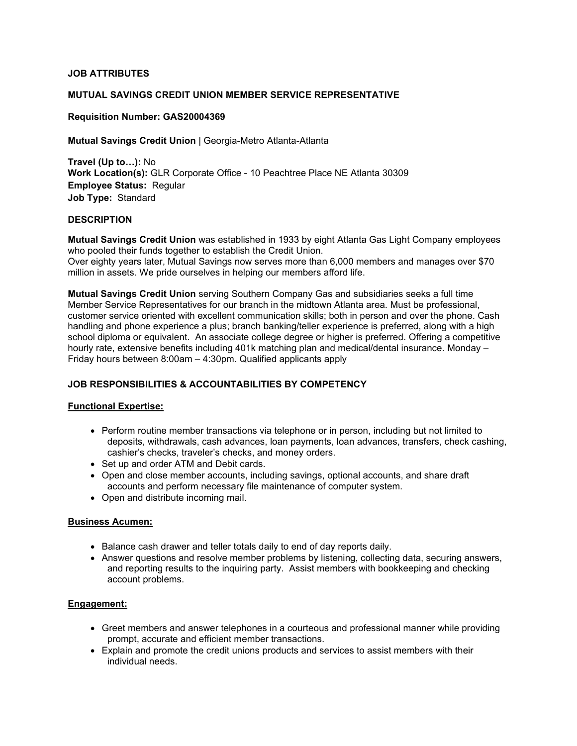## JOB ATTRIBUTES

## MUTUAL SAVINGS CREDIT UNION MEMBER SERVICE REPRESENTATIVE

**Requisition Number: GAS20004369**

**Mutual Savings Credit Union** | Georgia-Metro Atlanta-Atlanta

**Travel (Up to…):** No
**Work Location(s):** GLR Corporate Office - 10 Peachtree Place NE Atlanta 30309
**Employee Status:** Regular
**Job Type:** Standard

## DESCRIPTION

**Mutual Savings Credit Union** was established in 1933 by eight Atlanta Gas Light Company employees who pooled their funds together to establish the Credit Union.
Over eighty years later, Mutual Savings now serves more than 6,000 members and manages over $70 million in assets. We pride ourselves in helping our members afford life.

**Mutual Savings Credit Union** serving Southern Company Gas and subsidiaries seeks a full time Member Service Representatives for our branch in the midtown Atlanta area. Must be professional, customer service oriented with excellent communication skills; both in person and over the phone. Cash handling and phone experience a plus; branch banking/teller experience is preferred, along with a high school diploma or equivalent. An associate college degree or higher is preferred. Offering a competitive hourly rate, extensive benefits including 401k matching plan and medical/dental insurance. Monday – Friday hours between 8:00am – 4:30pm. Qualified applicants apply

## JOB RESPONSIBILITIES & ACCOUNTABILITIES BY COMPETENCY

### Functional Expertise:

- Perform routine member transactions via telephone or in person, including but not limited to deposits, withdrawals, cash advances, loan payments, loan advances, transfers, check cashing, cashier's checks, traveler's checks, and money orders.
- Set up and order ATM and Debit cards.
- Open and close member accounts, including savings, optional accounts, and share draft accounts and perform necessary file maintenance of computer system.
- Open and distribute incoming mail.

### Business Acumen:

- Balance cash drawer and teller totals daily to end of day reports daily.
- Answer questions and resolve member problems by listening, collecting data, securing answers, and reporting results to the inquiring party. Assist members with bookkeeping and checking account problems.

### Engagement:

- Greet members and answer telephones in a courteous and professional manner while providing prompt, accurate and efficient member transactions.
- Explain and promote the credit unions products and services to assist members with their individual needs.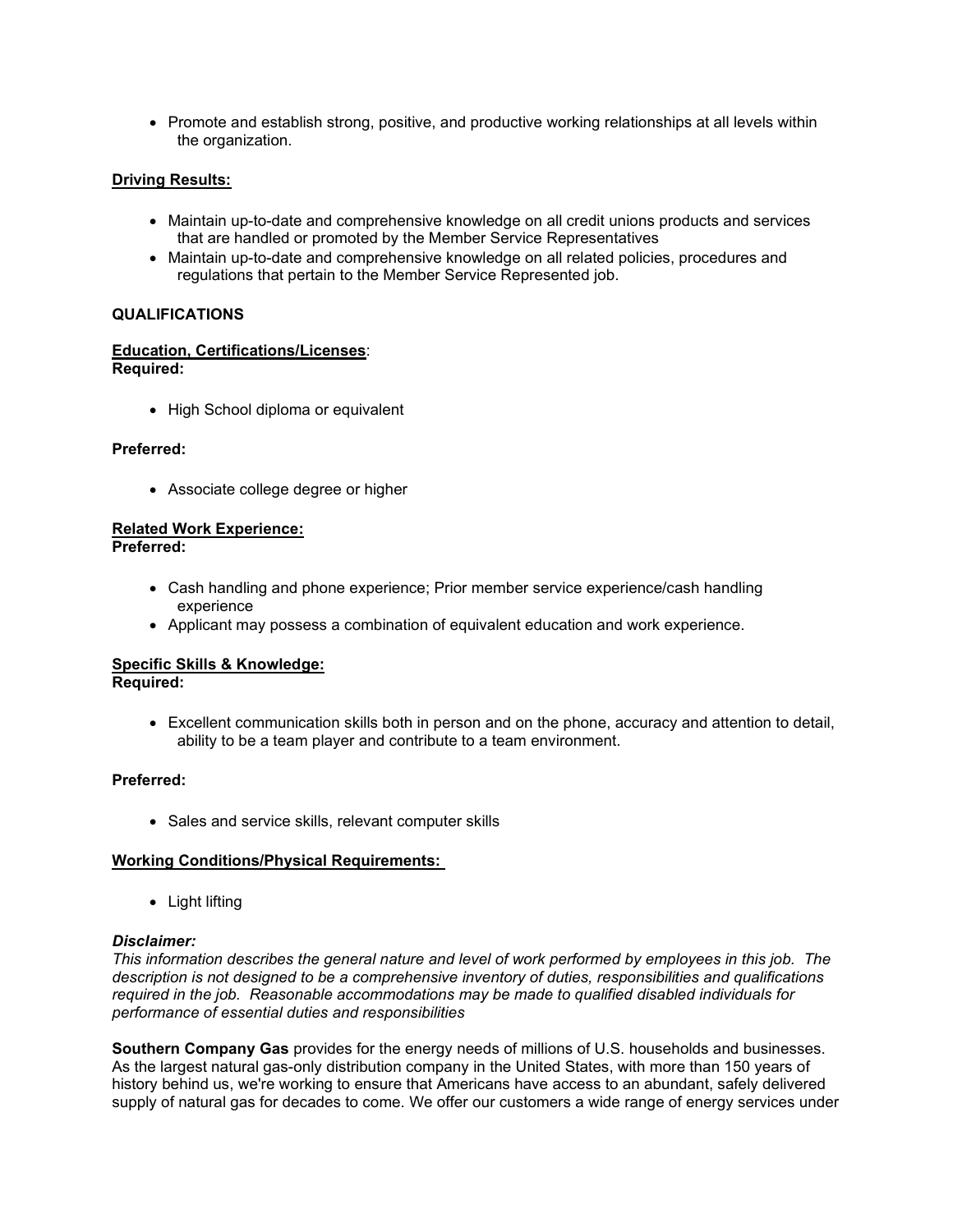- Promote and establish strong, positive, and productive working relationships at all levels within the organization.

**Driving Results:**

- Maintain up-to-date and comprehensive knowledge on all credit unions products and services that are handled or promoted by the Member Service Representatives
- Maintain up-to-date and comprehensive knowledge on all related policies, procedures and regulations that pertain to the Member Service Represented job.

**QUALIFICATIONS**

**Education, Certifications/Licenses**:
**Required:**

- High School diploma or equivalent

**Preferred:**

- Associate college degree or higher

**Related Work Experience:**
**Preferred:**

- Cash handling and phone experience; Prior member service experience/cash handling experience
- Applicant may possess a combination of equivalent education and work experience.

**Specific Skills & Knowledge:**
**Required:**

- Excellent communication skills both in person and on the phone, accuracy and attention to detail, ability to be a team player and contribute to a team environment.

**Preferred:**

- Sales and service skills, relevant computer skills

**Working Conditions/Physical Requirements:**

- Light lifting

***Disclaimer:***
*This information describes the general nature and level of work performed by employees in this job. The description is not designed to be a comprehensive inventory of duties, responsibilities and qualifications required in the job. Reasonable accommodations may be made to qualified disabled individuals for performance of essential duties and responsibilities*

**Southern Company Gas** provides for the energy needs of millions of U.S. households and businesses. As the largest natural gas-only distribution company in the United States, with more than 150 years of history behind us, we're working to ensure that Americans have access to an abundant, safely delivered supply of natural gas for decades to come. We offer our customers a wide range of energy services under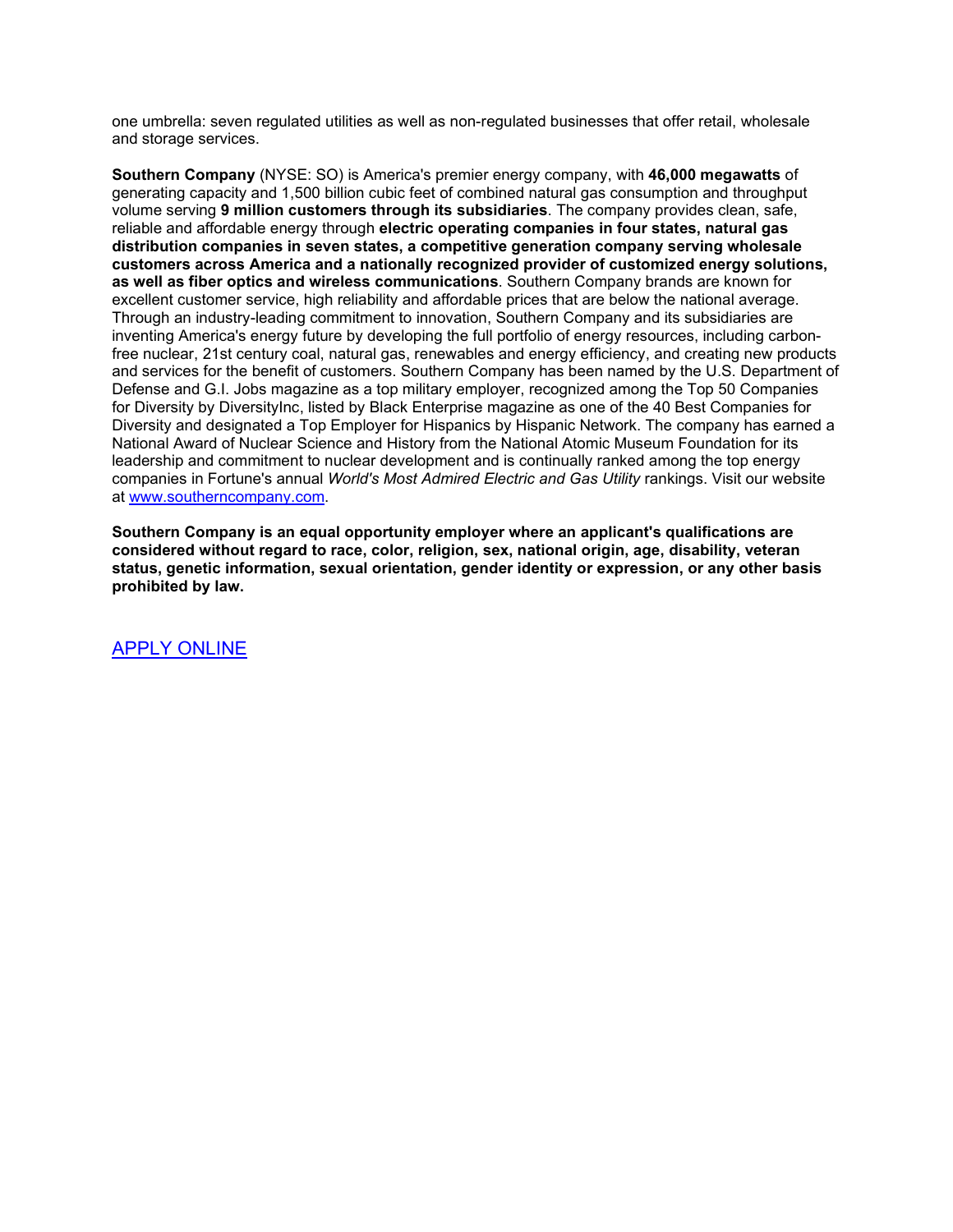one umbrella: seven regulated utilities as well as non-regulated businesses that offer retail, wholesale and storage services.

**Southern Company** (NYSE: SO) is America's premier energy company, with **46,000 megawatts** of generating capacity and 1,500 billion cubic feet of combined natural gas consumption and throughput volume serving **9 million customers through its subsidiaries**. The company provides clean, safe, reliable and affordable energy through **electric operating companies in four states, natural gas distribution companies in seven states, a competitive generation company serving wholesale customers across America and a nationally recognized provider of customized energy solutions, as well as fiber optics and wireless communications**. Southern Company brands are known for excellent customer service, high reliability and affordable prices that are below the national average. Through an industry-leading commitment to innovation, Southern Company and its subsidiaries are inventing America's energy future by developing the full portfolio of energy resources, including carbon-free nuclear, 21st century coal, natural gas, renewables and energy efficiency, and creating new products and services for the benefit of customers. Southern Company has been named by the U.S. Department of Defense and G.I. Jobs magazine as a top military employer, recognized among the Top 50 Companies for Diversity by DiversityInc, listed by Black Enterprise magazine as one of the 40 Best Companies for Diversity and designated a Top Employer for Hispanics by Hispanic Network. The company has earned a National Award of Nuclear Science and History from the National Atomic Museum Foundation for its leadership and commitment to nuclear development and is continually ranked among the top energy companies in Fortune's annual *World's Most Admired Electric and Gas Utility* rankings. Visit our website at [www.southerncompany.com](http://www.southerncompany.com).

**Southern Company is an equal opportunity employer where an applicant's qualifications are considered without regard to race, color, religion, sex, national origin, age, disability, veteran status, genetic information, sexual orientation, gender identity or expression, or any other basis prohibited by law.**

[APPLY ONLINE]()